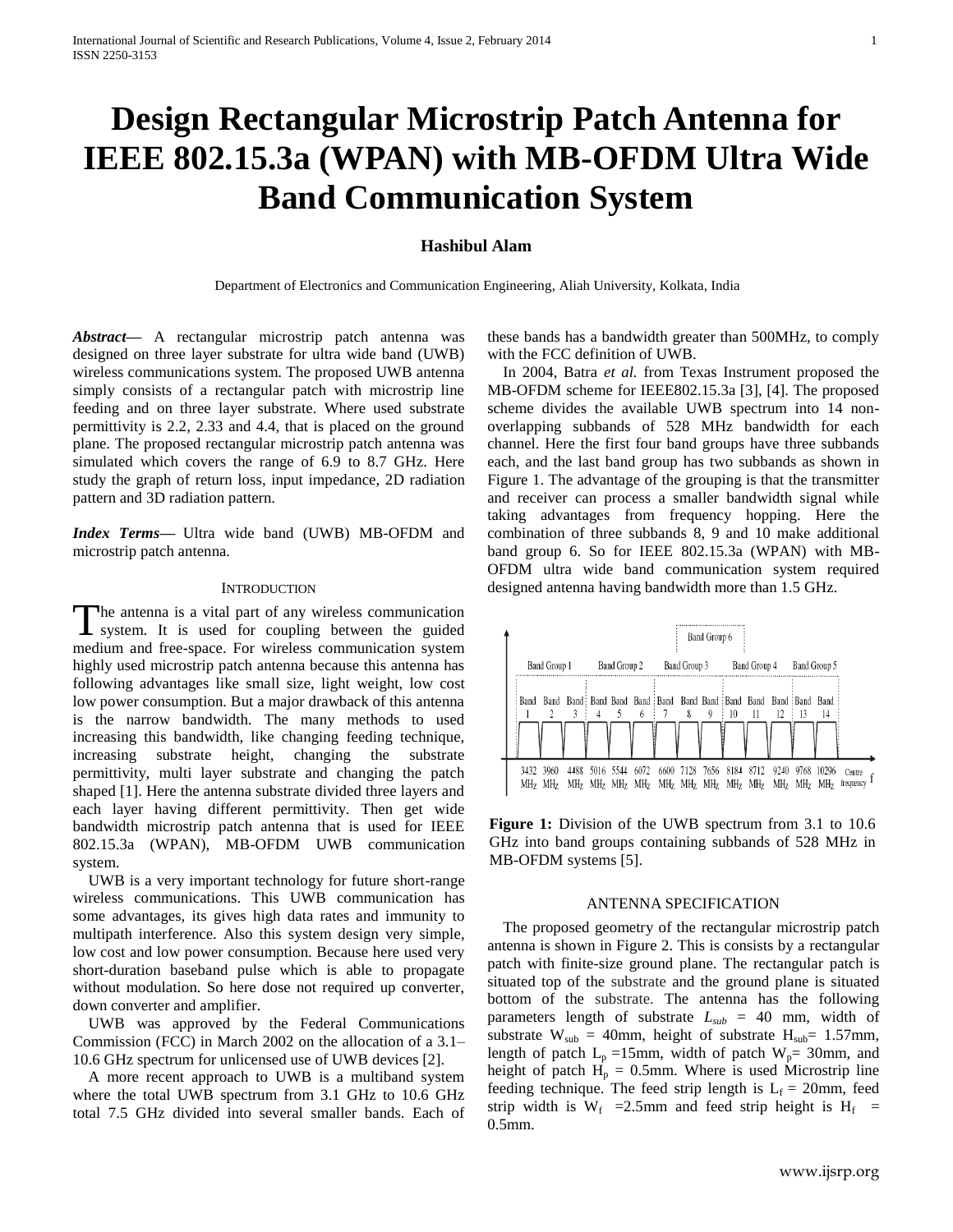# Design Rectangular Microstrip Patch Antenna for IEEE 802.15.3a (WPAN) with MB-OFDM Ultra Wide Band Communication System

**Hashibul Alam**

Department of Electronics and Communication Engineering, Aliah University, Kolkata, India

***Abstract*****—** A rectangular microstrip patch antenna was designed on three layer substrate for ultra wide band (UWB) wireless communications system. The proposed UWB antenna simply consists of a rectangular patch with microstrip line feeding and on three layer substrate. Where used substrate permittivity is 2.2, 2.33 and 4.4, that is placed on the ground plane. The proposed rectangular microstrip patch antenna was simulated which covers the range of 6.9 to 8.7 GHz. Here study the graph of return loss, input impedance, 2D radiation pattern and 3D radiation pattern.

***Index Terms*****—** Ultra wide band (UWB) MB-OFDM and microstrip patch antenna.

## INTRODUCTION

The antenna is a vital part of any wireless communication system. It is used for coupling between the guided medium and free-space. For wireless communication system highly used microstrip patch antenna because this antenna has following advantages like small size, light weight, low cost low power consumption. But a major drawback of this antenna is the narrow bandwidth. The many methods to used increasing this bandwidth, like changing feeding technique, increasing substrate height, changing the substrate permittivity, multi layer substrate and changing the patch shaped [1]. Here the antenna substrate divided three layers and each layer having different permittivity. Then get wide bandwidth microstrip patch antenna that is used for IEEE 802.15.3a (WPAN), MB-OFDM UWB communication system.

UWB is a very important technology for future short-range wireless communications. This UWB communication has some advantages, its gives high data rates and immunity to multipath interference. Also this system design very simple, low cost and low power consumption. Because here used very short-duration baseband pulse which is able to propagate without modulation. So here dose not required up converter, down converter and amplifier.

UWB was approved by the Federal Communications Commission (FCC) in March 2002 on the allocation of a 3.1–10.6 GHz spectrum for unlicensed use of UWB devices [2].

A more recent approach to UWB is a multiband system where the total UWB spectrum from 3.1 GHz to 10.6 GHz total 7.5 GHz divided into several smaller bands. Each of these bands has a bandwidth greater than 500MHz, to comply with the FCC definition of UWB.

In 2004, Batra *et al.* from Texas Instrument proposed the MB-OFDM scheme for IEEE802.15.3a [3], [4]. The proposed scheme divides the available UWB spectrum into 14 non-overlapping subbands of 528 MHz bandwidth for each channel. Here the first four band groups have three subbands each, and the last band group has two subbands as shown in Figure 1. The advantage of the grouping is that the transmitter and receiver can process a smaller bandwidth signal while taking advantages from frequency hopping. Here the combination of three subbands 8, 9 and 10 make additional band group 6. So for IEEE 802.15.3a (WPAN) with MB-OFDM ultra wide band communication system required designed antenna having bandwidth more than 1.5 GHz.

**Figure 1:** Division of the UWB spectrum from 3.1 to 10.6 GHz into band groups containing subbands of 528 MHz in MB-OFDM systems [5].

## ANTENNA SPECIFICATION

The proposed geometry of the rectangular microstrip patch antenna is shown in Figure 2. This is consists by a rectangular patch with finite-size ground plane. The rectangular patch is situated top of the substrate and the ground plane is situated bottom of the substrate. The antenna has the following parameters length of substrate $L_{sub}$ = 40 mm, width of substrate $W_{sub}$ = 40mm, height of substrate $H_{sub}$= 1.57mm, length of patch $L_p$ =15mm, width of patch $W_p$= 30mm, and height of patch $H_p$ = 0.5mm. Where is used Microstrip line feeding technique. The feed strip length is $L_f$ = 20mm, feed strip width is $W_f$ =2.5mm and feed strip height is $H_f$ = 0.5mm.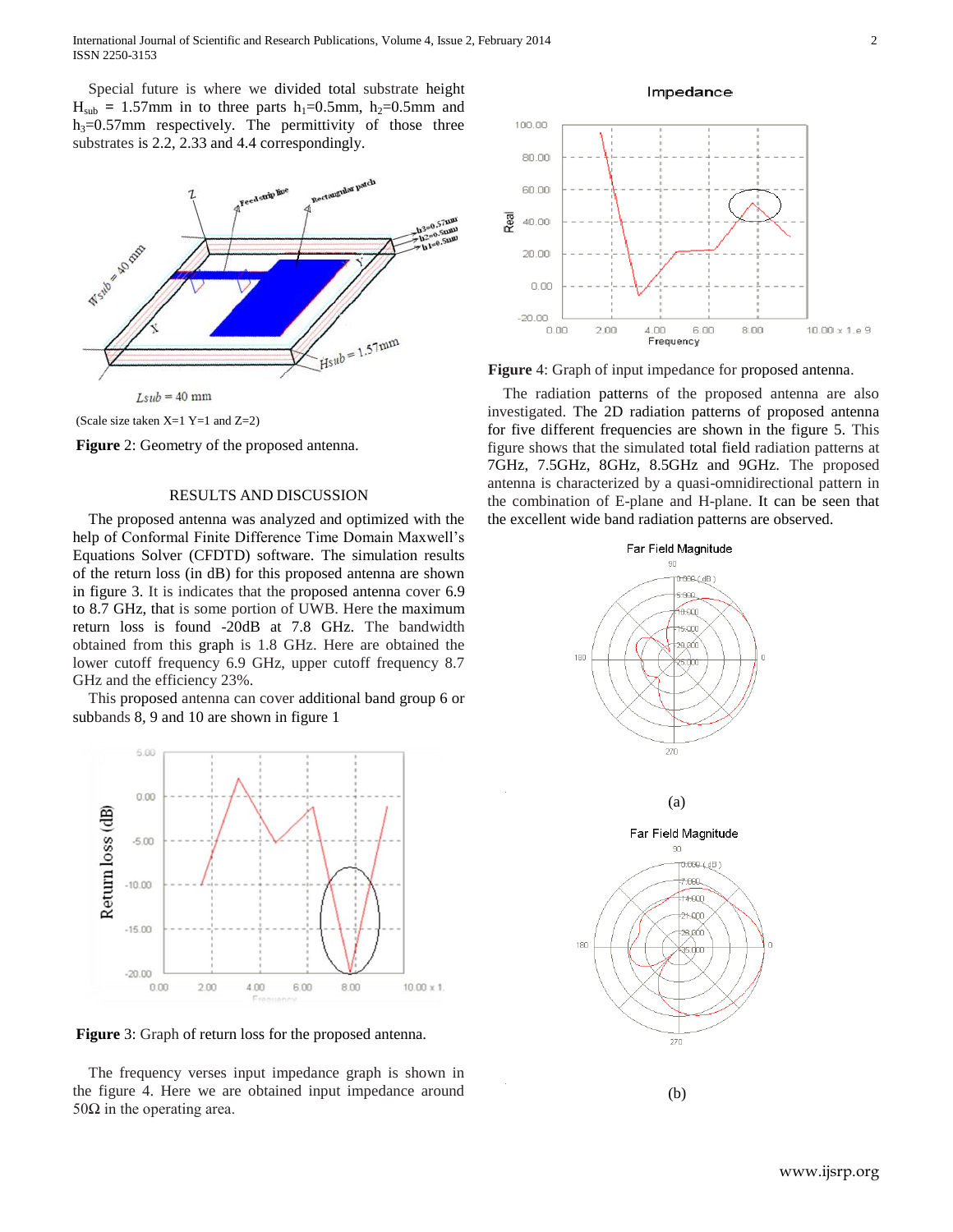Special future is where we divided total substrate height $H_{sub}$ = 1.57mm in to three parts $h_1$=0.5mm, $h_2$=0.5mm and $h_3$=0.57mm respectively. The permittivity of those three substrates is 2.2, 2.33 and 4.4 correspondingly.

(Scale size taken X=1 Y=1 and Z=2)

**Figure** 2: Geometry of the proposed antenna.

## RESULTS AND DISCUSSION

The proposed antenna was analyzed and optimized with the help of Conformal Finite Difference Time Domain Maxwell's Equations Solver (CFDTD) software. The simulation results of the return loss (in dB) for this proposed antenna are shown in figure 3. It is indicates that the proposed antenna cover 6.9 to 8.7 GHz, that is some portion of UWB. Here the maximum return loss is found -20dB at 7.8 GHz. The bandwidth obtained from this graph is 1.8 GHz. Here are obtained the lower cutoff frequency 6.9 GHz, upper cutoff frequency 8.7 GHz and the efficiency 23%.

This proposed antenna can cover additional band group 6 or subbands 8, 9 and 10 are shown in figure 1

**Figure** 3: Graph of return loss for the proposed antenna.

The frequency verses input impedance graph is shown in the figure 4. Here we are obtained input impedance around 50Ω in the operating area.

**Figure** 4: Graph of input impedance for proposed antenna.

The radiation patterns of the proposed antenna are also investigated. The 2D radiation patterns of proposed antenna for five different frequencies are shown in the figure 5. This figure shows that the simulated total field radiation patterns at 7GHz, 7.5GHz, 8GHz, 8.5GHz and 9GHz. The proposed antenna is characterized by a quasi-omnidirectional pattern in the combination of E-plane and H-plane. It can be seen that the excellent wide band radiation patterns are observed.

(a)

(b)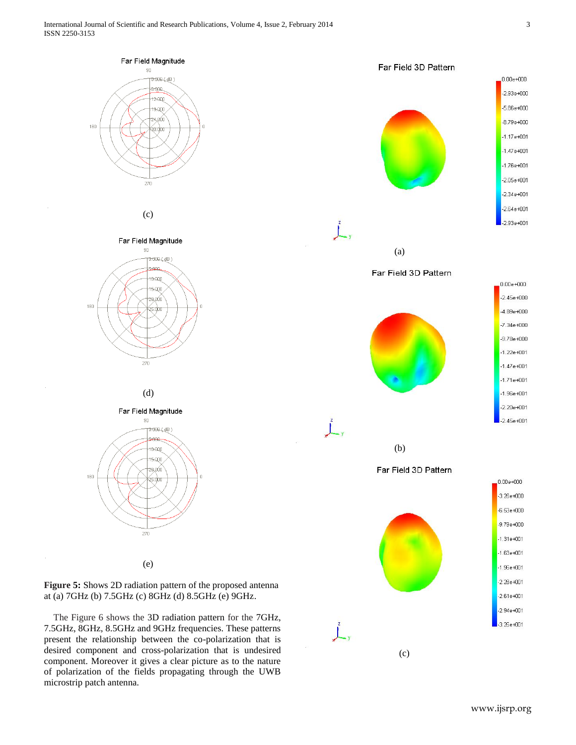(c)

(d)

(e)

**Figure 5:** Shows 2D radiation pattern of the proposed antenna at (a) 7GHz (b) 7.5GHz (c) 8GHz (d) 8.5GHz (e) 9GHz.

The Figure 6 shows the 3D radiation pattern for the 7GHz, 7.5GHz, 8GHz, 8.5GHz and 9GHz frequencies. These patterns present the relationship between the co-polarization that is desired component and cross-polarization that is undesired component. Moreover it gives a clear picture as to the nature of polarization of the fields propagating through the UWB microstrip patch antenna.

(a)

(b)

(c)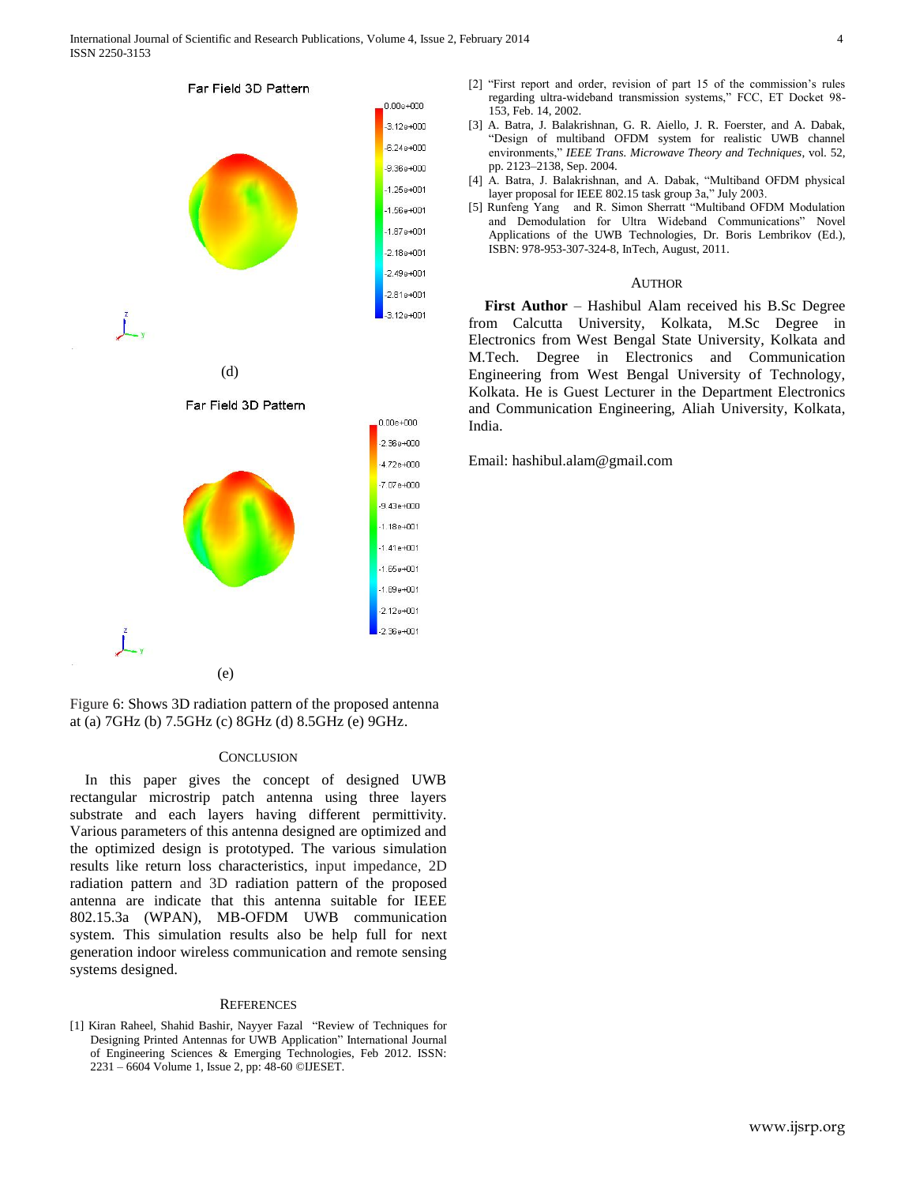Far Field 3D Pattern

0.00e+000
-3.12e+000
-6.24e+000
-9.36e+000
-1.25e+001
-1.56e+001
-1.87e+001
-2.18e+001
-2.49e+001
-2.81e+001
-3.12e+001

(d)

Far Field 3D Pattern

0.00e+000
-2.36e+000
-4.72e+000
-7.07e+000
-9.43e+000
-1.18e+001
-1.41e+001
-1.65e+001
-1.89e+001
-2.12e+001
-2.36e+001

(e)

Figure 6: Shows 3D radiation pattern of the proposed antenna at (a) 7GHz (b) 7.5GHz (c) 8GHz (d) 8.5GHz (e) 9GHz.

## CONCLUSION

In this paper gives the concept of designed UWB rectangular microstrip patch antenna using three layers substrate and each layers having different permittivity. Various parameters of this antenna designed are optimized and the optimized design is prototyped. The various simulation results like return loss characteristics, input impedance, 2D radiation pattern and 3D radiation pattern of the proposed antenna are indicate that this antenna suitable for IEEE 802.15.3a (WPAN), MB-OFDM UWB communication system. This simulation results also be help full for next generation indoor wireless communication and remote sensing systems designed.

## REFERENCES

[1] Kiran Raheel, Shahid Bashir, Nayyer Fazal "Review of Techniques for Designing Printed Antennas for UWB Application" International Journal of Engineering Sciences & Emerging Technologies, Feb 2012. ISSN: 2231 – 6604 Volume 1, Issue 2, pp: 48-60 ©IJESET.

[2] "First report and order, revision of part 15 of the commission's rules regarding ultra-wideband transmission systems," FCC, ET Docket 98-153, Feb. 14, 2002.

[3] A. Batra, J. Balakrishnan, G. R. Aiello, J. R. Foerster, and A. Dabak, "Design of multiband OFDM system for realistic UWB channel environments," *IEEE Trans. Microwave Theory and Techniques*, vol. 52, pp. 2123–2138, Sep. 2004.

[4] A. Batra, J. Balakrishnan, and A. Dabak, "Multiband OFDM physical layer proposal for IEEE 802.15 task group 3a," July 2003.

[5] Runfeng Yang and R. Simon Sherratt "Multiband OFDM Modulation and Demodulation for Ultra Wideband Communications" Novel Applications of the UWB Technologies, Dr. Boris Lembrikov (Ed.), ISBN: 978-953-307-324-8, InTech, August, 2011.

## AUTHOR

**First Author** – Hashibul Alam received his B.Sc Degree from Calcutta University, Kolkata, M.Sc Degree in Electronics from West Bengal State University, Kolkata and M.Tech. Degree in Electronics and Communication Engineering from West Bengal University of Technology, Kolkata. He is Guest Lecturer in the Department Electronics and Communication Engineering, Aliah University, Kolkata, India.

Email: hashibul.alam@gmail.com